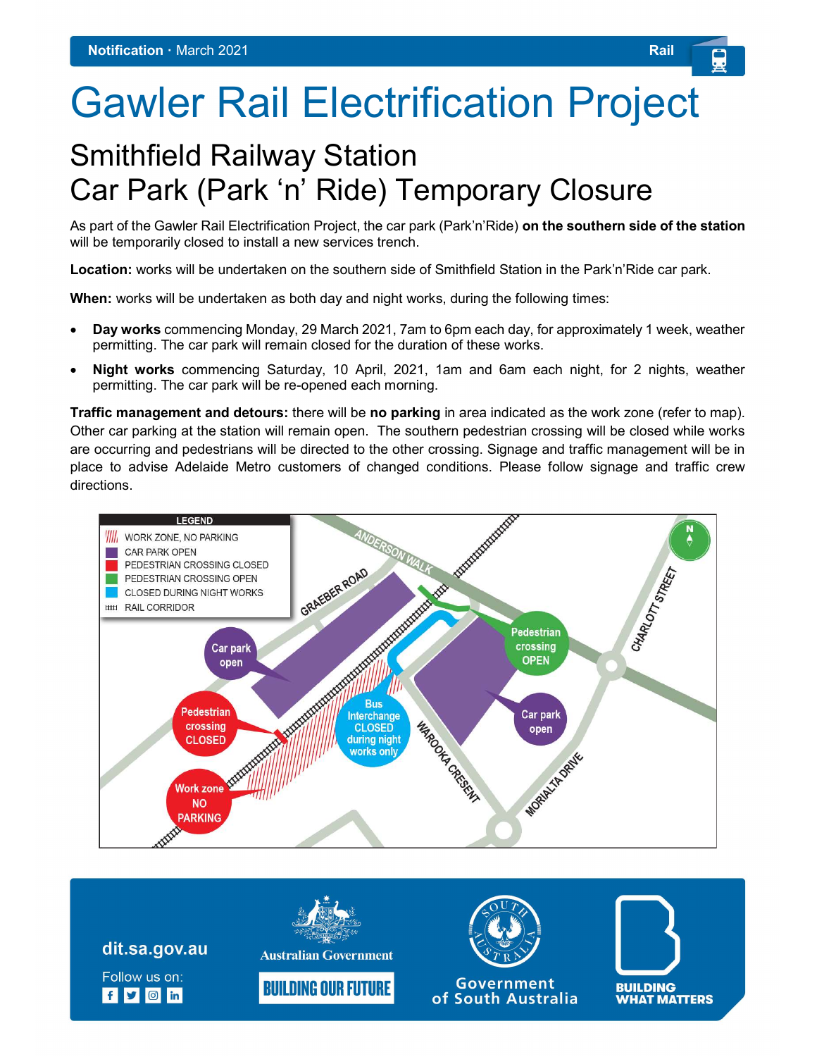Notification · March 2021 — Rail

# Gawler Rail Electrification Project

## Smithfield Railway Station
## Car Park (Park 'n' Ride) Temporary Closure

As part of the Gawler Rail Electrification Project, the car park (Park'n'Ride) **on the southern side of the station** will be temporarily closed to install a new services trench.

**Location:** works will be undertaken on the southern side of Smithfield Station in the Park'n'Ride car park.

**When:** works will be undertaken as both day and night works, during the following times:

- **Day works** commencing Monday, 29 March 2021, 7am to 6pm each day, for approximately 1 week, weather permitting. The car park will remain closed for the duration of these works.
- **Night works** commencing Saturday, 10 April, 2021, 1am and 6am each night, for 2 nights, weather permitting. The car park will be re-opened each morning.

**Traffic management and detours:** there will be **no parking** in area indicated as the work zone (refer to map). Other car parking at the station will remain open. The southern pedestrian crossing will be closed while works are occurring and pedestrians will be directed to the other crossing. Signage and traffic management will be in place to advise Adelaide Metro customers of changed conditions. Please follow signage and traffic crew directions.

**LEGEND**
- WORK ZONE, NO PARKING
- CAR PARK OPEN
- PEDESTRIAN CROSSING CLOSED
- PEDESTRIAN CROSSING OPEN
- CLOSED DURING NIGHT WORKS
- RAIL CORRIDOR

Map labels: Anderson Walk; Graeber Road; Charlott Street; Warooka Cresent; Morialta Drive; Car park open; Pedestrian crossing CLOSED; Work zone NO PARKING; Bus Interchange CLOSED during night works only; Pedestrian crossing OPEN; Car park open; N

dit.sa.gov.au

Follow us on:

Australian Government — BUILDING OUR FUTURE

Government of South Australia

BUILDING WHAT MATTERS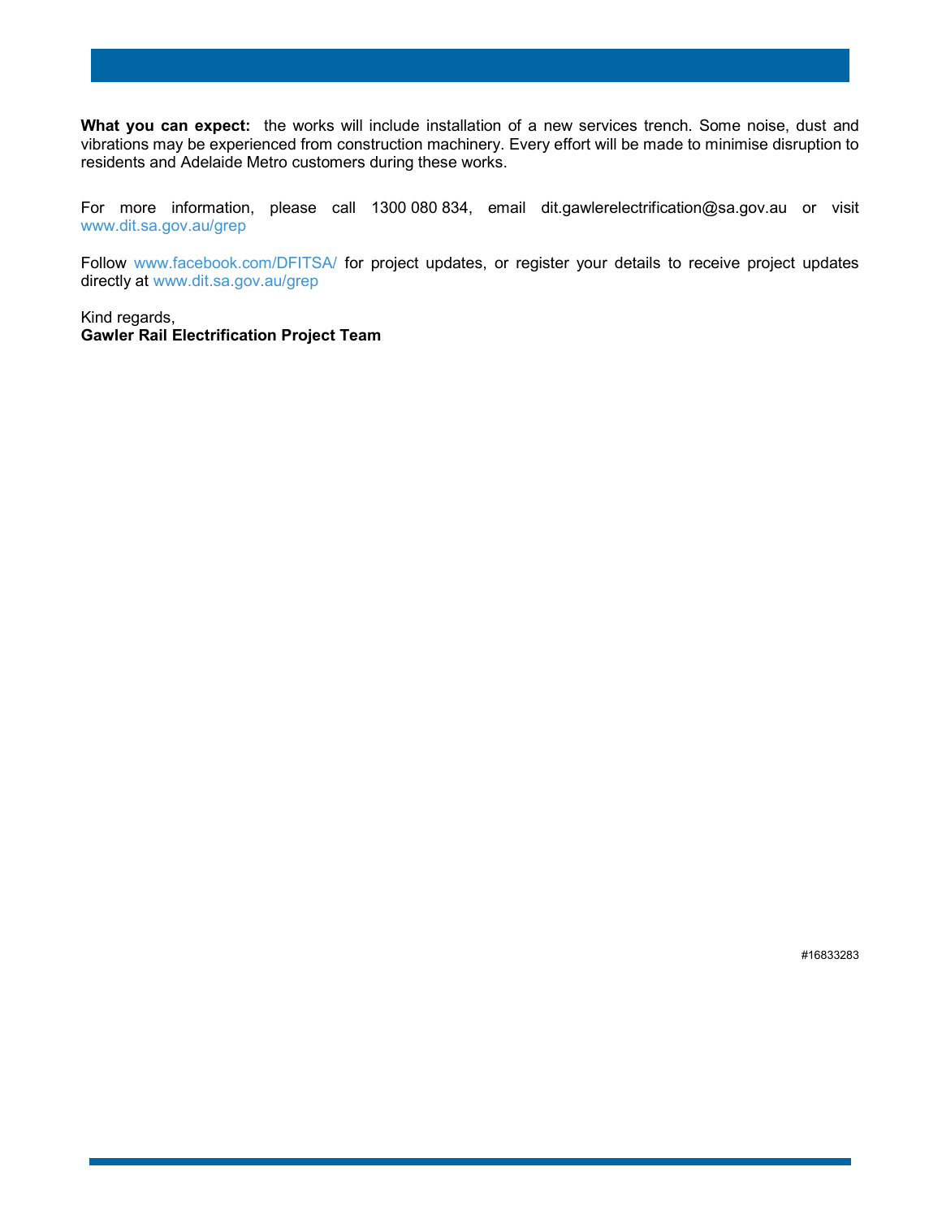**What you can expect:** the works will include installation of a new services trench. Some noise, dust and vibrations may be experienced from construction machinery. Every effort will be made to minimise disruption to residents and Adelaide Metro customers during these works.

For more information, please call 1300 080 834, email dit.gawlerelectrification@sa.gov.au or visit www.dit.sa.gov.au/grep

Follow www.facebook.com/DFITSA/ for project updates, or register your details to receive project updates directly at www.dit.sa.gov.au/grep

Kind regards,
**Gawler Rail Electrification Project Team**

#16833283